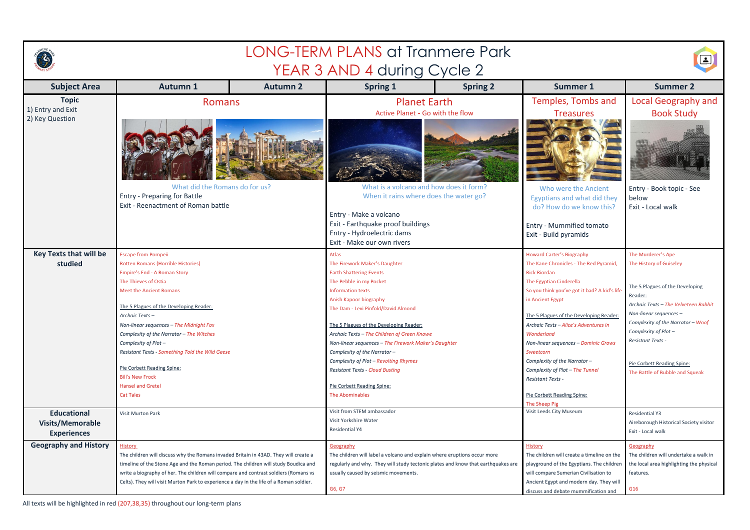# LONG-TERM PLANS at Tranmere Park
## YEAR 3 AND 4 during Cycle 2

| Subject Area | Autumn 1 | Autumn 2 | Spring 1 | Spring 2 | Summer 1 | Summer 2 |
|---|---|---|---|---|---|---|
| **Topic**<br>1) Entry and Exit<br>2) Key Question | Romans<br><br>What did the Romans do for us?<br>Entry - Preparing for Battle<br>Exit - Reenactment of Roman battle | | Planet Earth<br>Active Planet - Go with the flow<br><br>What is a volcano and how does it form?<br>When it rains where does the water go?<br><br>Entry - Make a volcano<br>Exit - Earthquake proof buildings<br>Entry - Hydroelectric dams<br>Exit - Make our own rivers | | Temples, Tombs and Treasures<br><br>Who were the Ancient Egyptians and what did they do? How do we know this?<br><br>Entry - Mummified tomato<br>Exit - Build pyramids | Local Geography and Book Study<br><br>Entry - Book topic - See below<br>Exit - Local walk |
| **Key Texts that will be studied** | Escape from Pompeii<br>Rotten Romans (Horrible Histories)<br>Empire's End - A Roman Story<br>The Thieves of Ostia<br>Meet the Ancient Romans<br><br>The 5 Plagues of the Developing Reader:<br>*Archaic Texts –*<br>*Non-linear sequences – The Midnight Fox*<br>*Complexity of the Narrator – The Witches*<br>*Complexity of Plot –*<br>*Resistant Texts - Something Told the Wild Geese*<br><br>Pie Corbett Reading Spine:<br>Bill's New Frock<br>Hansel and Gretel<br>Cat Tales | | Atlas<br>The Firework Maker's Daughter<br>Earth Shattering Events<br>The Pebble in my Pocket<br>Information texts<br>Anish Kapoor biography<br>The Dam - Levi Pinfold/David Almond<br><br>The 5 Plagues of the Developing Reader:<br>*Archaic Texts – The Children of Green Knowe*<br>*Non-linear sequences – The Firework Maker's Daughter*<br>*Complexity of the Narrator –*<br>*Complexity of Plot – Revolting Rhymes*<br>*Resistant Texts - Cloud Busting*<br><br>Pie Corbett Reading Spine:<br>The Abominables | | Howard Carter's Biography<br>The Kane Chronicles - The Red Pyramid, Rick Riordan<br>The Egyptian Cinderella<br>So you think you've got it bad? A kid's life in Ancient Egypt<br><br>The 5 Plagues of the Developing Reader:<br>*Archaic Texts – Alice's Adventures in Wonderland*<br>*Non-linear sequences – Dominic Grows Sweetcorn*<br>*Complexity of the Narrator –*<br>*Complexity of Plot – The Tunnel*<br>*Resistant Texts -*<br><br>Pie Corbett Reading Spine:<br>The Sheep Pig | The Murderer's Ape<br>The History of Guiseley<br><br>The 5 Plagues of the Developing Reader:<br>*Archaic Texts – The Velveteen Rabbit*<br>*Non-linear sequences –*<br>*Complexity of the Narrator – Woof*<br>*Complexity of Plot –*<br>*Resistant Texts -*<br><br>Pie Corbett Reading Spine:<br>The Battle of Bubble and Squeak |
| **Educational Visits/Memorable Experiences** | Visit Murton Park | | Visit from STEM ambassador<br>Visit Yorkshire Water<br>Residential Y4 | | Visit Leeds City Museum | Residential Y3<br>Aireborough Historical Society visitor<br>Exit - Local walk |
| **Geography and History** | History<br>The children will discuss why the Romans invaded Britain in 43AD. They will create a timeline of the Stone Age and the Roman period. The children will study Boudica and write a biography of her. The children will compare and contrast soldiers (Romans vs Celts). They will visit Murton Park to experience a day in the life of a Roman soldier. | | Geography<br>The children will label a volcano and explain where eruptions occur more regularly and why. They will study tectonic plates and know that earthquakes are usually caused by seismic movements.<br><br>G6, G7 | | History<br>The children will create a timeline on the playground of the Egyptians. The children will compare Sumerian Civilisation to Ancient Egypt and modern day. They will discuss and debate mummification and | Geography<br>The children will undertake a walk in the local area highlighting the physical features.<br><br>G16 |

All texts will be highlighted in red (207,38,35) throughout our long-term plans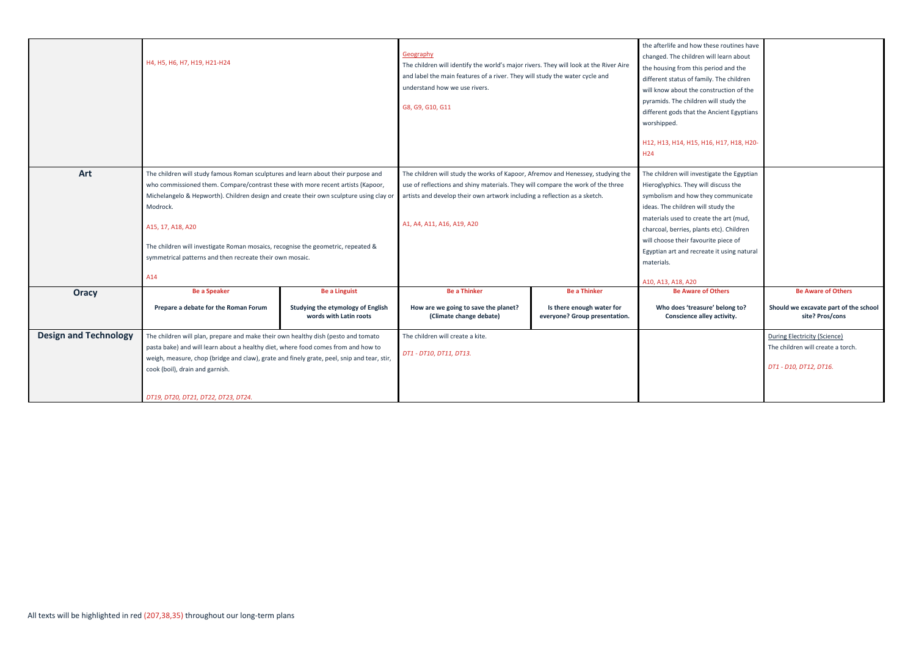| | | | | | | |
|---|---|---|---|---|---|---|
| | H4, H5, H6, H7, H19, H21-H24 | | Geography<br>The children will identify the world's major rivers. They will look at the River Aire and label the main features of a river. They will study the water cycle and understand how we use rivers.<br><br>G8, G9, G10, G11 | | the afterlife and how these routines have changed. The children will learn about the housing from this period and the different status of family. The children will know about the construction of the pyramids. The children will study the different gods that the Ancient Egyptians worshipped.<br><br>H12, H13, H14, H15, H16, H17, H18, H20-H24 | |
| **Art** | The children will study famous Roman sculptures and learn about their purpose and who commissioned them. Compare/contrast these with more recent artists (Kapoor, Michelangelo & Hepworth). Children design and create their own sculpture using clay or Modrock.<br><br>A15, 17, A18, A20<br><br>The children will investigate Roman mosaics, recognise the geometric, repeated & symmetrical patterns and then recreate their own mosaic.<br><br>A14 | | The children will study the works of Kapoor, Afremov and Henessey, studying the use of reflections and shiny materials. They will compare the work of the three artists and develop their own artwork including a reflection as a sketch.<br><br>A1, A4, A11, A16, A19, A20 | | The children will investigate the Egyptian Hieroglyphics. They will discuss the symbolism and how they communicate ideas. The children will study the materials used to create the art (mud, charcoal, berries, plants etc). Children will choose their favourite piece of Egyptian art and recreate it using natural materials.<br><br>A10, A13, A18, A20 | |
| **Oracy** | **Be a Speaker**<br><br>**Prepare a debate for the Roman Forum** | **Be a Linguist**<br><br>**Studying the etymology of English words with Latin roots** | **Be a Thinker**<br><br>**How are we going to save the planet? (Climate change debate)** | **Be a Thinker**<br><br>**Is there enough water for everyone? Group presentation.** | **Be Aware of Others**<br><br>**Who does 'treasure' belong to? Conscience alley activity.** | **Be Aware of Others**<br><br>**Should we excavate part of the school site? Pros/cons** |
| **Design and Technology** | The children will plan, prepare and make their own healthy dish (pesto and tomato pasta bake) and will learn about a healthy diet, where food comes from and how to weigh, measure, chop (bridge and claw), grate and finely grate, peel, snip and tear, stir, cook (boil), drain and garnish.<br><br>*DT19, DT20, DT21, DT22, DT23, DT24.* | | The children will create a kite.<br><br>*DT1 - DT10, DT11, DT13.* | | | During Electricity (Science)<br>The children will create a torch.<br><br>*DT1 - D10, DT12, DT16.* |

All texts will be highlighted in red (207,38,35) throughout our long-term plans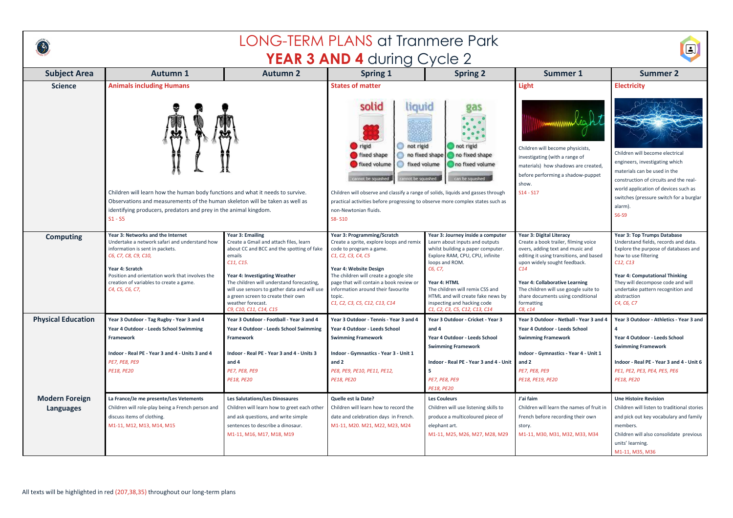# LONG-TERM PLANS at Tranmere Park

## YEAR 3 AND 4 during Cycle 2

| Subject Area | Autumn 1 | Autumn 2 | Spring 1 | Spring 2 | Summer 1 | Summer 2 |
|---|---|---|---|---|---|---|
| **Science** | **Animals including Humans** Children will learn how the human body functions and what it needs to survive. Observations and measurements of the human skeleton will be taken as well as identifying producers, predators and prey in the animal kingdom. S1 - S5 | | **States of matter** solid: rigid, fixed shape, fixed volume, cannot be squashed; liquid: not rigid, no fixed shape, fixed volume, cannot be squashed; gas: not rigid, no fixed shape, no fixed volume, can be squashed. Children will observe and classify a range of solids, liquids and gasses through practical activities before progressing to observe more complex states such as non-Newtonian fluids. S8- S10 | | **Light** Children will become physicists, investigating (with a range of materials) how shadows are created, before performing a shadow-puppet show. S14 - S17 | **Electricity** Children will become electrical engineers, investigating which materials can be used in the construction of circuits and the real-world application of devices such as switches (pressure switch for a burglar alarm). S6-S9 |
| **Computing** | **Year 3: Networks and the Internet** Undertake a network safari and understand how information is sent in packets. *C6, C7, C8, C9, C10,* **Year 4: Scratch** Position and orientation work that involves the creation of variables to create a game. *C4, C5, C6, C7,* | **Year 3: Emailing** Create a Gmail and attach files, learn about CC and BCC and the spotting of fake emails *C11, C15.* **Year 4: Investigating Weather** The children will understand forecasting, will use sensors to gather data and will use a green screen to create their own weather forecast. *C9, C10, C11, C14, C15* | **Year 3: Programming/Scratch** Create a sprite, explore loops and remix code to program a game. *C1, C2, C3, C4, C5* **Year 4: Website Design** The children will create a google site page that will contain a book review or information around their favourite topic. *C1, C2, C3, C5, C12, C13, C14* | **Year 3: Journey inside a computer** Learn about inputs and outputs whilst building a paper computer. Explore RAM, CPU, CPU, infinite loops and ROM. *C6, C7,* **Year 4: HTML** The children will remix CSS and HTML and will create fake news by inspecting and hacking code *C1, C2, C3, C5, C12, C13, C14* | **Year 3: Digital Literacy** Create a book trailer, filming voice overs, adding text and music and editing it using transitions, and based upon widely sought feedback. *C14* **Year 4: Collaborative Learning** The children will use google suite to share documents using conditional formatting *C8, c14* | **Year 3: Top Trumps Database** Understand fields, records and data. Explore the purpose of databases and how to use filtering *C12, C13* **Year 4: Computational Thinking** They will decompose code and will undertake pattern recognition and abstraction *C4, C6, C7* |
| **Physical Education** | **Year 3 Outdoor - Tag Rugby - Year 3 and 4** **Year 4 Outdoor - Leeds School Swimming Framework** **Indoor - Real PE - Year 3 and 4 - Units 3 and 4** *PE7, PE8, PE9* *PE18, PE20* | **Year 3 Outdoor - Football - Year 3 and 4** **Year 4 Outdoor - Leeds School Swimming Framework** **Indoor - Real PE - Year 3 and 4 - Units 3 and 4** *PE7, PE8, PE9* *PE18, PE20* | **Year 3 Outdoor - Tennis - Year 3 and 4** **Year 4 Outdoor - Leeds School Swimming Framework** **Indoor - Gymnastics - Year 3 - Unit 1 and 2** *PE8, PE9, PE10, PE11, PE12,* *PE18, PE20* | **Year 3 Outdoor - Cricket - Year 3 and 4** **Year 4 Outdoor - Leeds School Swimming Framework** **Indoor - Real PE - Year 3 and 4 - Unit 5** *PE7, PE8, PE9* *PE18, PE20* | **Year 3 Outdoor - Netball - Year 3 and 4** **Year 4 Outdoor - Leeds School Swimming Framework** **Indoor - Gymnastics - Year 4 - Unit 1 and 2** *PE7, PE8, PE9* *PE18, PE19, PE20* | **Year 3 Outdoor - Athletics - Year 3 and 4** **Year 4 Outdoor - Leeds School Swimming Framework** **Indoor - Real PE - Year 3 and 4 - Unit 6** *PE1, PE2, PE3, PE4, PE5, PE6* *PE18, PE20* |
| **Modern Foreign Languages** | **La France/Je me presente/Les Vetements** Children will role-play being a French person and discuss items of clothing. M1-11, M12, M13, M14, M15 | **Les Salutations/Les Dinosaures** Children will learn how to greet each other and ask questions, and write simple sentences to describe a dinosaur. M1-11, M16, M17, M18, M19 | **Quelle est la Date?** Children will learn how to record the date and celebration days in French. M1-11, M20. M21, M22, M23, M24 | **Les Couleurs** Children will use listening skills to produce a multicoloured piece of elephant art. M1-11, M25, M26, M27, M28, M29 | **J'ai faim** Children will learn the names of fruit in French before recording their own story. M1-11, M30, M31, M32, M33, M34 | **Une Histoire Revision** Children will listen to traditional stories and pick out key vocabulary and family members. Children will also consolidate previous units' learning. M1-11, M35, M36 |

All texts will be highlighted in red (207,38,35) throughout our long-term plans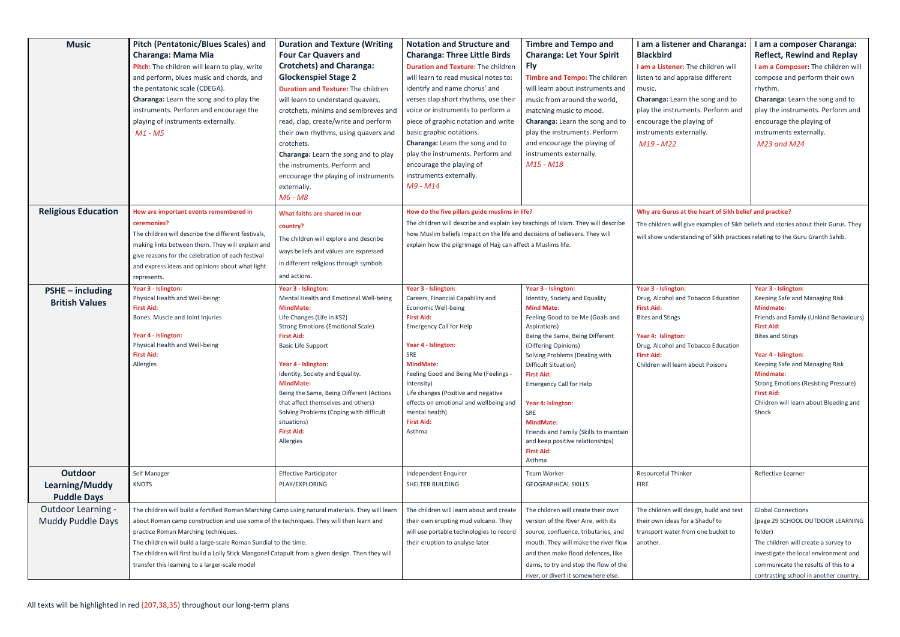| | | | | | | |
|---|---|---|---|---|---|---|
| **Music** | **Pitch (Pentatonic/Blues Scales) and Charanga: Mama Mia** Pitch: The children will learn to play, write and perform, blues music and chords, and the pentatonic scale (CDEGA). **Charanga:** Learn the song and to play the instruments. Perform and encourage the playing of instruments externally. *M1 - M5* | **Duration and Texture (Writing Four Car Quavers and Crotchets) and Charanga: Glockenspiel Stage 2** Duration and Texture: The children will learn to understand quavers, crotchets, minims and semibreves and read, clap, create/write and perform their own rhythms, using quavers and crotchets. **Charanga:** Learn the song and to play the instruments. Perform and encourage the playing of instruments externally. *M6 - M8* | **Notation and Structure and Charanga: Three Little Birds** Duration and Texture: The children will learn to read musical notes to: identify and name chorus' and verses clap short rhythms, use their voice or instruments to perform a piece of graphic notation and write basic graphic notations. **Charanga:** Learn the song and to play the instruments. Perform and encourage the playing of instruments externally. *M9 - M14* | **Timbre and Tempo and Charanga: Let Your Spirit Fly** Timbre and Tempo: The children will learn about instruments and music from around the world, matching music to mood. **Charanga:** Learn the song and to play the instruments. Perform and encourage the playing of instruments externally. *M15 - M18* | **I am a listener and Charanga: Blackbird** I am a Listener: The children will listen to and appraise different music. **Charanga:** Learn the song and to play the instruments. Perform and encourage the playing of instruments externally. *M19 - M22* | **I am a composer Charanga: Reflect, Rewind and Replay** I am a Composer: The children will compose and perform their own rhythm. **Charanga:** Learn the song and to play the instruments. Perform and encourage the playing of instruments externally. *M23 and M24* |
| **Religious Education** | How are important events remembered in ceremonies? The children will describe the different festivals, making links between them. They will explain and give reasons for the celebration of each festival and express ideas and opinions about what light represents. | What faiths are shared in our country? The children will explore and describe ways beliefs and values are expressed in different religions through symbols and actions. | How do the five pillars guide muslims in life? The children will describe and explain key teachings of Islam. They will describe how Muslim beliefs impact on the life and decisions of believers. They will explain how the pilgrimage of Hajj can affect a Muslims life. | | Why are Gurus at the heart of Sikh belief and practice? The children will give examples of Sikh beliefs and stories about their Gurus. They will show understanding of Sikh practices relating to the Guru Granth Sahib. | |
| **PSHE – including British Values** | Year 3 - Islington: Physical Health and Well-being: First Aid: Bones. Muscle and Joint Injuries<br><br>Year 4 - Islington: Physical Health and Well-being First Aid: Allergies | Year 3 - Islington: Mental Health and Emotional Well-being MindMate: Life Changes (Life in KS2) Strong Emotions (Emotional Scale) First Aid: Basic Life Support<br><br>Year 4 - Islington: Identity, Society and Equality. MindMate: Being the Same, Being Different (Actions that affect themselves and others) Solving Problems (Coping with difficult situations) First Aid: Allergies | Year 3 - Islington: Careers, Financial Capability and Economic Well-being First Aid: Emergency Call for Help<br><br>Year 4 - Islington: SRE MindMate: Feeling Good and Being Me (Feelings - Intensity) Life changes (Positive and negative effects on emotional and wellbeing and mental health) First Aid: Asthma | Year 3 - Islington: Identity, Society and Equality Mind Mate: Feeling Good to be Me (Goals and Aspirations) Being the Same, Being Different (Differing Opinions) Solving Problems (Dealing with Difficult Situation) First Aid: Emergency Call for Help<br><br>Year 4: Islington: SRE MindMate: Friends and Family (Skills to maintain and keep positive relationships) First Aid: Asthma | Year 3 - Islington: Drug, Alcohol and Tobacco Education First Aid: Bites and Stings<br><br>Year 4: Islington: Drug, Alcohol and Tobacco Education First Aid: Children will learn about Poisons | Year 3 - Islington: Keeping Safe and Managing Risk Mindmate: Friends and Family (Unkind Behaviours) First Aid: Bites and Stings<br><br>Year 4 - Islington: Keeping Safe and Managing Risk Mindmate: Strong Emotions (Resisting Pressure) First Aid: Children will learn about Bleeding and Shock |
| **Outdoor Learning/Muddy Puddle Days** | Self Manager KNOTS | Effective Participator PLAY/EXPLORING | Independent Enquirer SHELTER BUILDING | Team Worker GEOGRAPHICAL SKILLS | Resourceful Thinker FIRE | Reflective Learner |
| Outdoor Learning - Muddy Puddle Days | The children will build a fortified Roman Marching Camp using natural materials. They will learn about Roman camp construction and use some of the techniques. They will then learn and practice Roman Marching techniques. The children will build a large-scale Roman Sundial to the time. The children will first build a Lolly Stick Mangonel Catapult from a given design. Then they will transfer this learning to a larger-scale model | | The children will learn about and create their own erupting mud volcano. They will use portable technologies to record their eruption to analyse later. | The children will create their own version of the River Aire, with its source, confluence, tributaries, and mouth. They will make the river flow and then make flood defences, like dams, to try and stop the flow of the river, or divert it somewhere else. | The children will design, build and test their own ideas for a Shaduf to transport water from one bucket to another. | Global Connections (page 29 SCHOOL OUTDOOR LEARNING folder) The children will create a survey to investigate the local environment and communicate the results of this to a contrasting school in another country. |

All texts will be highlighted in red (207,38,35) throughout our long-term plans